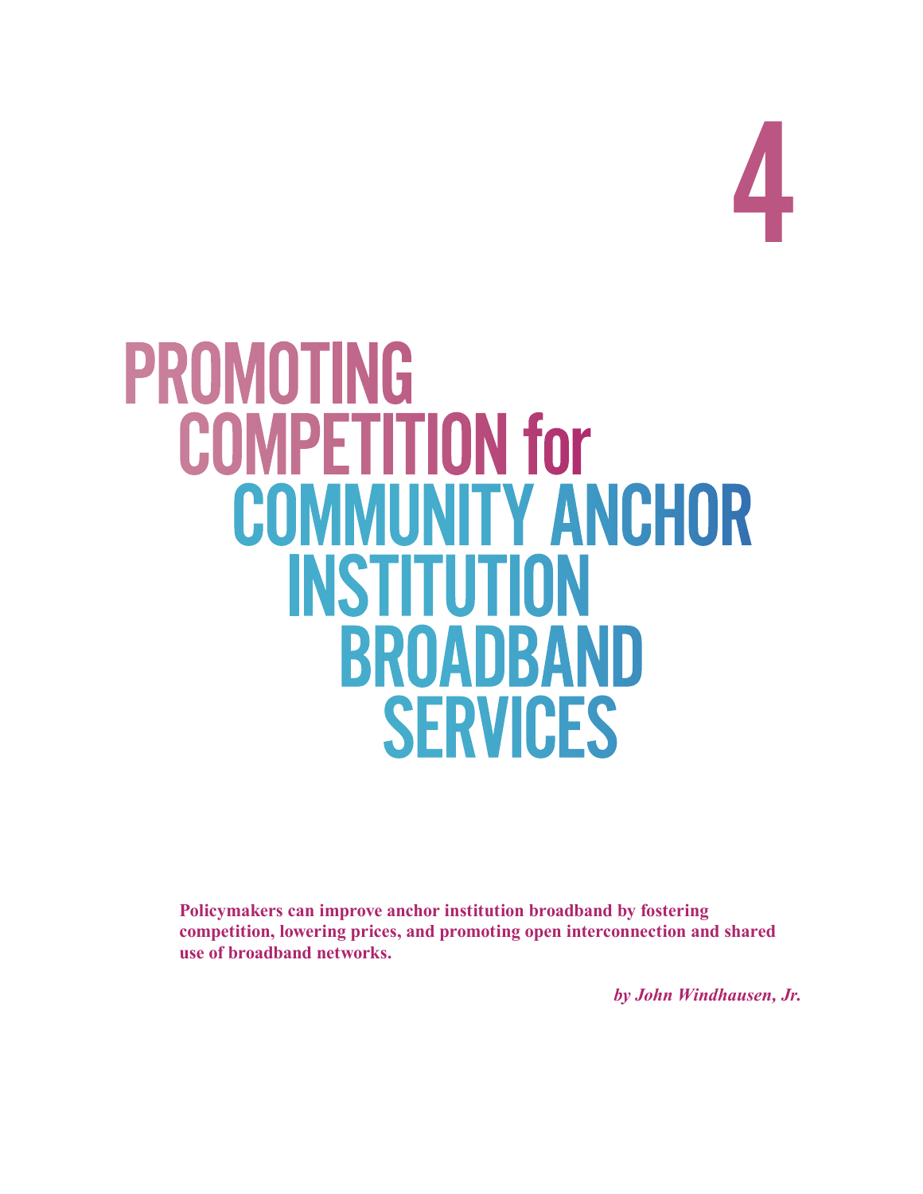# 4

# PROMOTING COMPETITION for COMMUNITY ANCHOR INSTITUTION BROADBAND SERVICES

**Policymakers can improve anchor institution broadband by fostering competition, lowering prices, and promoting open interconnection and shared use of broadband networks.**

***by John Windhausen, Jr.***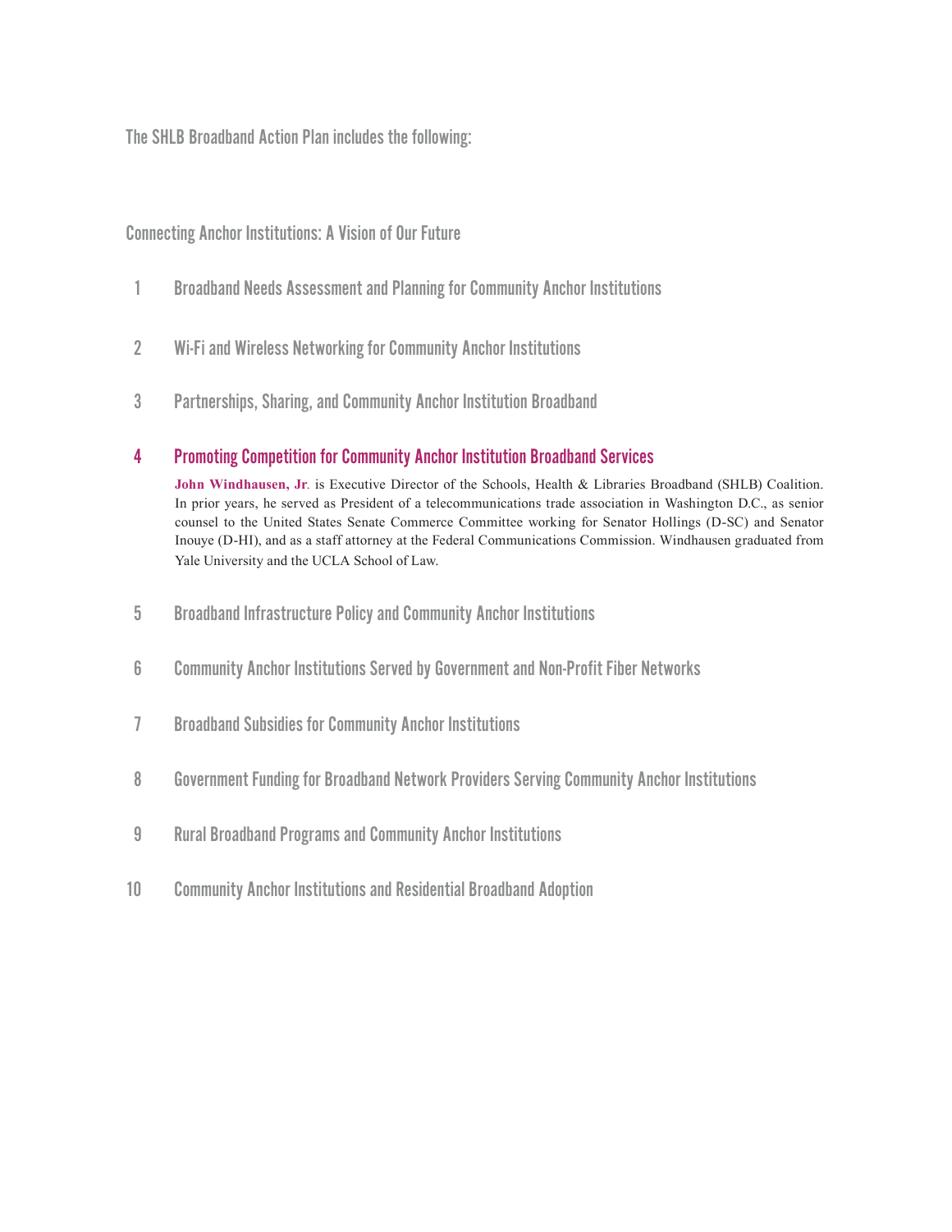The SHLB Broadband Action Plan includes the following:

Connecting Anchor Institutions: A Vision of Our Future

1. Broadband Needs Assessment and Planning for Community Anchor Institutions

2. Wi-Fi and Wireless Networking for Community Anchor Institutions

3. Partnerships, Sharing, and Community Anchor Institution Broadband

4. **Promoting Competition for Community Anchor Institution Broadband Services**

   **John Windhausen, Jr**. is Executive Director of the Schools, Health & Libraries Broadband (SHLB) Coalition. In prior years, he served as President of a telecommunications trade association in Washington D.C., as senior counsel to the United States Senate Commerce Committee working for Senator Hollings (D-SC) and Senator Inouye (D-HI), and as a staff attorney at the Federal Communications Commission. Windhausen graduated from Yale University and the UCLA School of Law.

5. Broadband Infrastructure Policy and Community Anchor Institutions

6. Community Anchor Institutions Served by Government and Non-Profit Fiber Networks

7. Broadband Subsidies for Community Anchor Institutions

8. Government Funding for Broadband Network Providers Serving Community Anchor Institutions

9. Rural Broadband Programs and Community Anchor Institutions

10. Community Anchor Institutions and Residential Broadband Adoption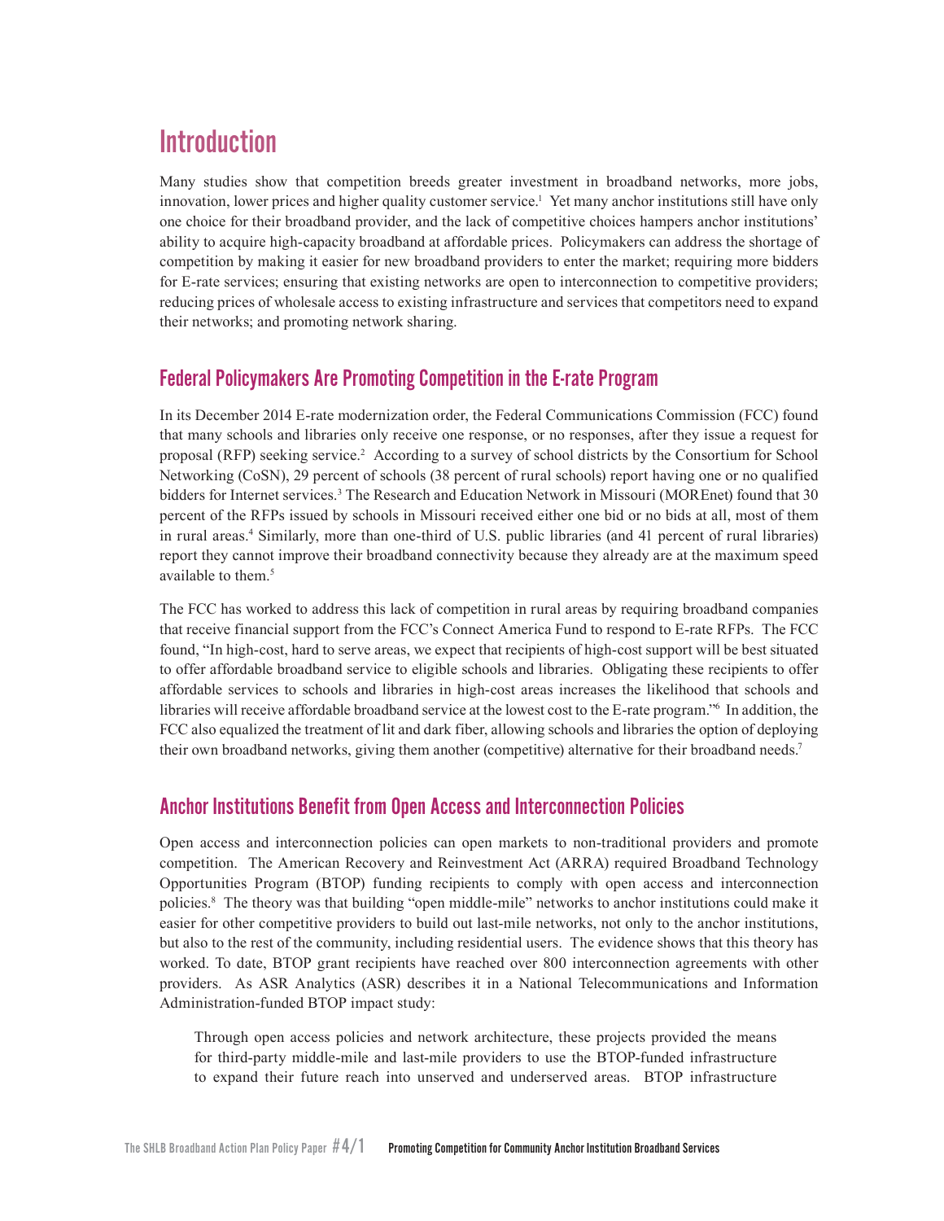# Introduction

Many studies show that competition breeds greater investment in broadband networks, more jobs, innovation, lower prices and higher quality customer service.[1] Yet many anchor institutions still have only one choice for their broadband provider, and the lack of competitive choices hampers anchor institutions' ability to acquire high-capacity broadband at affordable prices. Policymakers can address the shortage of competition by making it easier for new broadband providers to enter the market; requiring more bidders for E-rate services; ensuring that existing networks are open to interconnection to competitive providers; reducing prices of wholesale access to existing infrastructure and services that competitors need to expand their networks; and promoting network sharing.

## Federal Policymakers Are Promoting Competition in the E-rate Program

In its December 2014 E-rate modernization order, the Federal Communications Commission (FCC) found that many schools and libraries only receive one response, or no responses, after they issue a request for proposal (RFP) seeking service.[2] According to a survey of school districts by the Consortium for School Networking (CoSN), 29 percent of schools (38 percent of rural schools) report having one or no qualified bidders for Internet services.[3] The Research and Education Network in Missouri (MOREnet) found that 30 percent of the RFPs issued by schools in Missouri received either one bid or no bids at all, most of them in rural areas.[4] Similarly, more than one-third of U.S. public libraries (and 41 percent of rural libraries) report they cannot improve their broadband connectivity because they already are at the maximum speed available to them.[5]

The FCC has worked to address this lack of competition in rural areas by requiring broadband companies that receive financial support from the FCC's Connect America Fund to respond to E-rate RFPs. The FCC found, "In high-cost, hard to serve areas, we expect that recipients of high-cost support will be best situated to offer affordable broadband service to eligible schools and libraries. Obligating these recipients to offer affordable services to schools and libraries in high-cost areas increases the likelihood that schools and libraries will receive affordable broadband service at the lowest cost to the E-rate program."[6] In addition, the FCC also equalized the treatment of lit and dark fiber, allowing schools and libraries the option of deploying their own broadband networks, giving them another (competitive) alternative for their broadband needs.[7]

## Anchor Institutions Benefit from Open Access and Interconnection Policies

Open access and interconnection policies can open markets to non-traditional providers and promote competition. The American Recovery and Reinvestment Act (ARRA) required Broadband Technology Opportunities Program (BTOP) funding recipients to comply with open access and interconnection policies.[8] The theory was that building "open middle-mile" networks to anchor institutions could make it easier for other competitive providers to build out last-mile networks, not only to the anchor institutions, but also to the rest of the community, including residential users. The evidence shows that this theory has worked. To date, BTOP grant recipients have reached over 800 interconnection agreements with other providers. As ASR Analytics (ASR) describes it in a National Telecommunications and Information Administration-funded BTOP impact study:

> Through open access policies and network architecture, these projects provided the means for third-party middle-mile and last-mile providers to use the BTOP-funded infrastructure to expand their future reach into unserved and underserved areas. BTOP infrastructure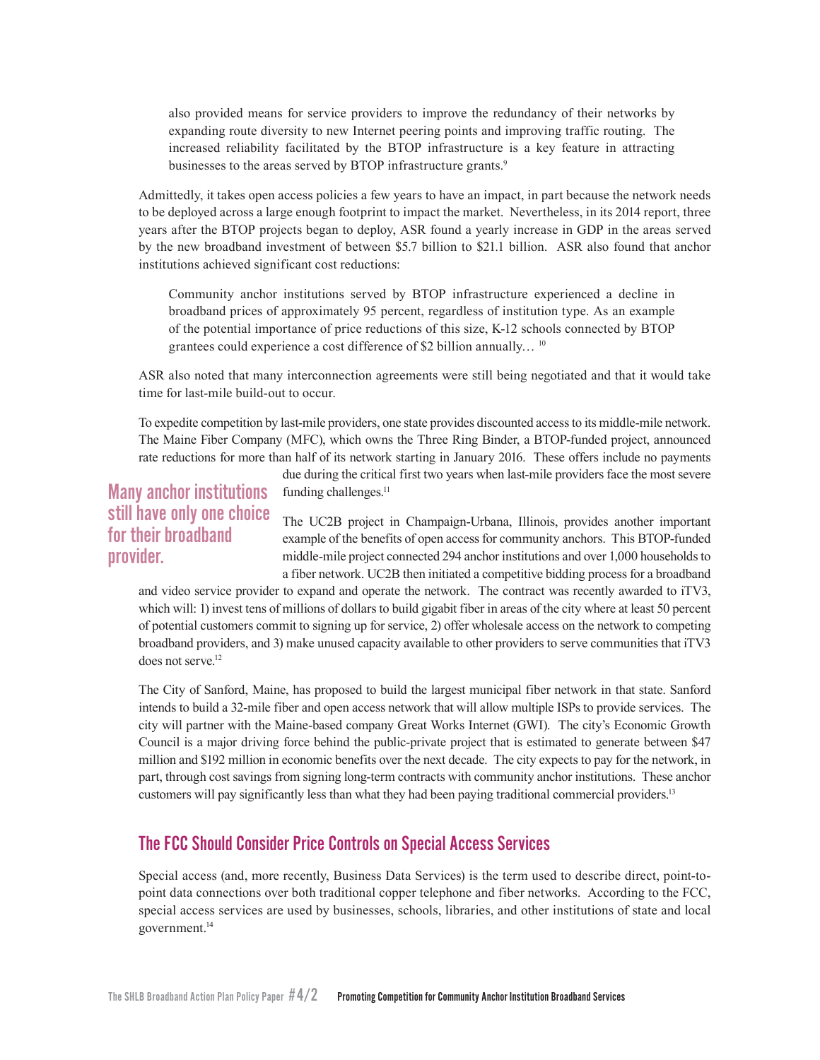also provided means for service providers to improve the redundancy of their networks by expanding route diversity to new Internet peering points and improving traffic routing. The increased reliability facilitated by the BTOP infrastructure is a key feature in attracting businesses to the areas served by BTOP infrastructure grants.[9]

Admittedly, it takes open access policies a few years to have an impact, in part because the network needs to be deployed across a large enough footprint to impact the market. Nevertheless, in its 2014 report, three years after the BTOP projects began to deploy, ASR found a yearly increase in GDP in the areas served by the new broadband investment of between $5.7 billion to $21.1 billion. ASR also found that anchor institutions achieved significant cost reductions:

> Community anchor institutions served by BTOP infrastructure experienced a decline in broadband prices of approximately 95 percent, regardless of institution type. As an example of the potential importance of price reductions of this size, K-12 schools connected by BTOP grantees could experience a cost difference of $2 billion annually… [10]

ASR also noted that many interconnection agreements were still being negotiated and that it would take time for last-mile build-out to occur.

To expedite competition by last-mile providers, one state provides discounted access to its middle-mile network. The Maine Fiber Company (MFC), which owns the Three Ring Binder, a BTOP-funded project, announced rate reductions for more than half of its network starting in January 2016. These offers include no payments due during the critical first two years when last-mile providers face the most severe funding challenges.[11]

**Many anchor institutions still have only one choice for their broadband provider.**

The UC2B project in Champaign-Urbana, Illinois, provides another important example of the benefits of open access for community anchors. This BTOP-funded middle-mile project connected 294 anchor institutions and over 1,000 households to a fiber network. UC2B then initiated a competitive bidding process for a broadband and video service provider to expand and operate the network. The contract was recently awarded to iTV3, which will: 1) invest tens of millions of dollars to build gigabit fiber in areas of the city where at least 50 percent of potential customers commit to signing up for service, 2) offer wholesale access on the network to competing broadband providers, and 3) make unused capacity available to other providers to serve communities that iTV3 does not serve.[12]

The City of Sanford, Maine, has proposed to build the largest municipal fiber network in that state. Sanford intends to build a 32-mile fiber and open access network that will allow multiple ISPs to provide services. The city will partner with the Maine-based company Great Works Internet (GWI). The city's Economic Growth Council is a major driving force behind the public-private project that is estimated to generate between $47 million and $192 million in economic benefits over the next decade. The city expects to pay for the network, in part, through cost savings from signing long-term contracts with community anchor institutions. These anchor customers will pay significantly less than what they had been paying traditional commercial providers.[13]

## The FCC Should Consider Price Controls on Special Access Services

Special access (and, more recently, Business Data Services) is the term used to describe direct, point-to-point data connections over both traditional copper telephone and fiber networks. According to the FCC, special access services are used by businesses, schools, libraries, and other institutions of state and local government.[14]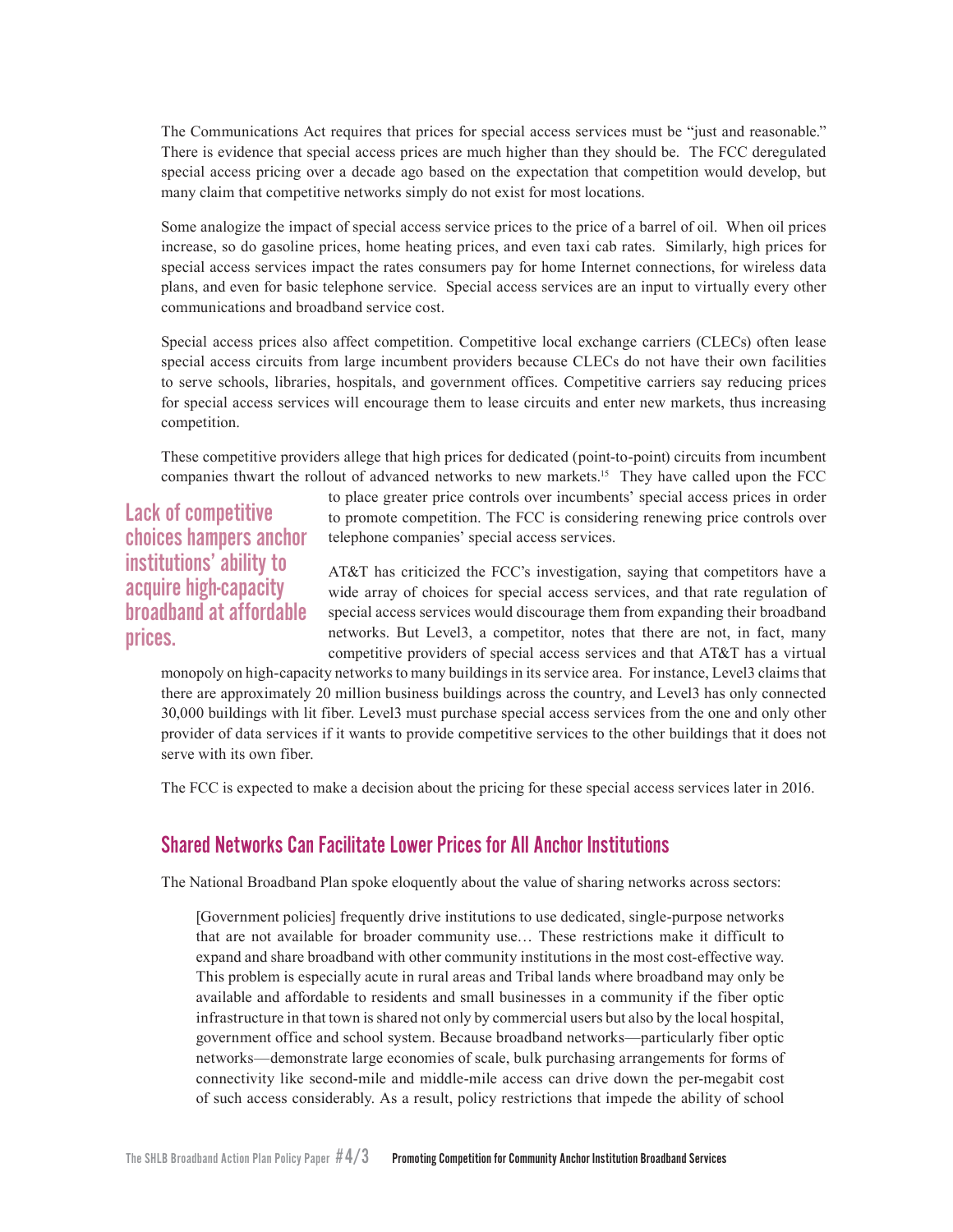The Communications Act requires that prices for special access services must be "just and reasonable." There is evidence that special access prices are much higher than they should be. The FCC deregulated special access pricing over a decade ago based on the expectation that competition would develop, but many claim that competitive networks simply do not exist for most locations.

Some analogize the impact of special access service prices to the price of a barrel of oil. When oil prices increase, so do gasoline prices, home heating prices, and even taxi cab rates. Similarly, high prices for special access services impact the rates consumers pay for home Internet connections, for wireless data plans, and even for basic telephone service. Special access services are an input to virtually every other communications and broadband service cost.

Special access prices also affect competition. Competitive local exchange carriers (CLECs) often lease special access circuits from large incumbent providers because CLECs do not have their own facilities to serve schools, libraries, hospitals, and government offices. Competitive carriers say reducing prices for special access services will encourage them to lease circuits and enter new markets, thus increasing competition.

These competitive providers allege that high prices for dedicated (point-to-point) circuits from incumbent companies thwart the rollout of advanced networks to new markets.[15] They have called upon the FCC to place greater price controls over incumbents' special access prices in order to promote competition. The FCC is considering renewing price controls over telephone companies' special access services.

**Lack of competitive choices hampers anchor institutions' ability to acquire high-capacity broadband at affordable prices.**

AT&T has criticized the FCC's investigation, saying that competitors have a wide array of choices for special access services, and that rate regulation of special access services would discourage them from expanding their broadband networks. But Level3, a competitor, notes that there are not, in fact, many competitive providers of special access services and that AT&T has a virtual monopoly on high-capacity networks to many buildings in its service area. For instance, Level3 claims that there are approximately 20 million business buildings across the country, and Level3 has only connected 30,000 buildings with lit fiber. Level3 must purchase special access services from the one and only other provider of data services if it wants to provide competitive services to the other buildings that it does not serve with its own fiber.

The FCC is expected to make a decision about the pricing for these special access services later in 2016.

## Shared Networks Can Facilitate Lower Prices for All Anchor Institutions

The National Broadband Plan spoke eloquently about the value of sharing networks across sectors:

> [Government policies] frequently drive institutions to use dedicated, single-purpose networks that are not available for broader community use… These restrictions make it difficult to expand and share broadband with other community institutions in the most cost-effective way. This problem is especially acute in rural areas and Tribal lands where broadband may only be available and affordable to residents and small businesses in a community if the fiber optic infrastructure in that town is shared not only by commercial users but also by the local hospital, government office and school system. Because broadband networks—particularly fiber optic networks—demonstrate large economies of scale, bulk purchasing arrangements for forms of connectivity like second-mile and middle-mile access can drive down the per-megabit cost of such access considerably. As a result, policy restrictions that impede the ability of school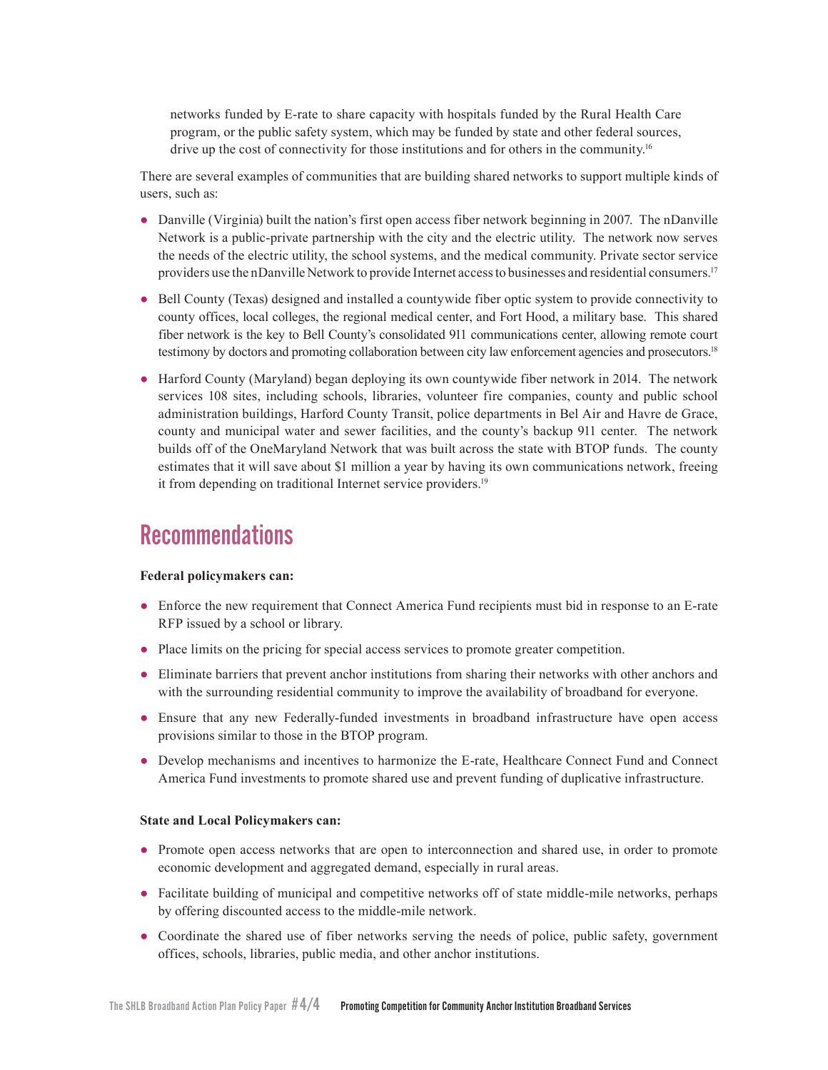networks funded by E-rate to share capacity with hospitals funded by the Rural Health Care program, or the public safety system, which may be funded by state and other federal sources, drive up the cost of connectivity for those institutions and for others in the community.[16]

There are several examples of communities that are building shared networks to support multiple kinds of users, such as:

- Danville (Virginia) built the nation's first open access fiber network beginning in 2007. The nDanville Network is a public-private partnership with the city and the electric utility. The network now serves the needs of the electric utility, the school systems, and the medical community. Private sector service providers use the nDanville Network to provide Internet access to businesses and residential consumers.[17]
- Bell County (Texas) designed and installed a countywide fiber optic system to provide connectivity to county offices, local colleges, the regional medical center, and Fort Hood, a military base. This shared fiber network is the key to Bell County's consolidated 911 communications center, allowing remote court testimony by doctors and promoting collaboration between city law enforcement agencies and prosecutors.[18]
- Harford County (Maryland) began deploying its own countywide fiber network in 2014. The network services 108 sites, including schools, libraries, volunteer fire companies, county and public school administration buildings, Harford County Transit, police departments in Bel Air and Havre de Grace, county and municipal water and sewer facilities, and the county's backup 911 center. The network builds off of the OneMaryland Network that was built across the state with BTOP funds. The county estimates that it will save about $1 million a year by having its own communications network, freeing it from depending on traditional Internet service providers.[19]

# Recommendations

**Federal policymakers can:**

- Enforce the new requirement that Connect America Fund recipients must bid in response to an E-rate RFP issued by a school or library.
- Place limits on the pricing for special access services to promote greater competition.
- Eliminate barriers that prevent anchor institutions from sharing their networks with other anchors and with the surrounding residential community to improve the availability of broadband for everyone.
- Ensure that any new Federally-funded investments in broadband infrastructure have open access provisions similar to those in the BTOP program.
- Develop mechanisms and incentives to harmonize the E-rate, Healthcare Connect Fund and Connect America Fund investments to promote shared use and prevent funding of duplicative infrastructure.

**State and Local Policymakers can:**

- Promote open access networks that are open to interconnection and shared use, in order to promote economic development and aggregated demand, especially in rural areas.
- Facilitate building of municipal and competitive networks off of state middle-mile networks, perhaps by offering discounted access to the middle-mile network.
- Coordinate the shared use of fiber networks serving the needs of police, public safety, government offices, schools, libraries, public media, and other anchor institutions.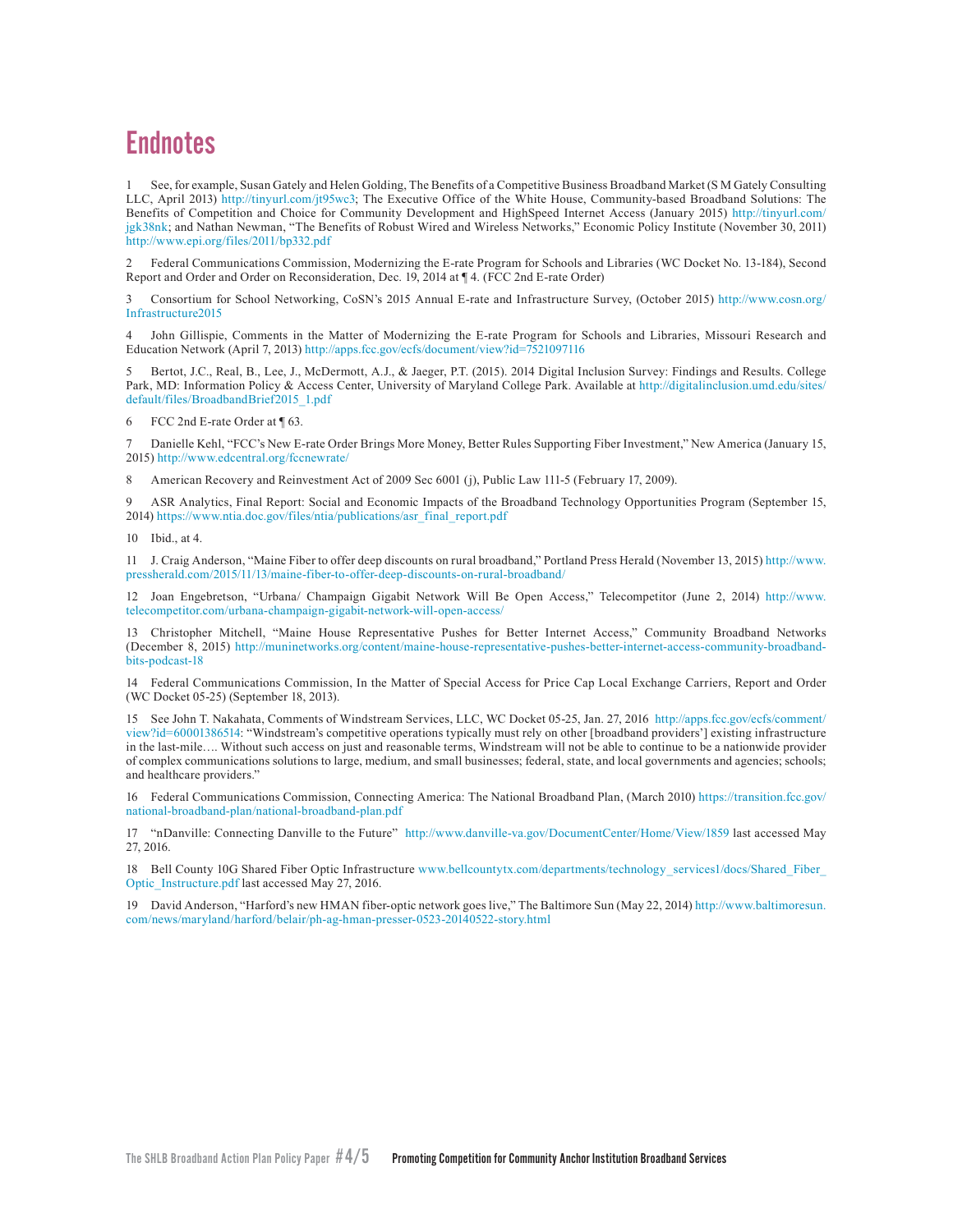# Endnotes

1 See, for example, Susan Gately and Helen Golding, The Benefits of a Competitive Business Broadband Market (S M Gately Consulting LLC, April 2013) http://tinyurl.com/jt95wc3; The Executive Office of the White House, Community-based Broadband Solutions: The Benefits of Competition and Choice for Community Development and HighSpeed Internet Access (January 2015) http://tinyurl.com/jgk38nk; and Nathan Newman, "The Benefits of Robust Wired and Wireless Networks," Economic Policy Institute (November 30, 2011) http://www.epi.org/files/2011/bp332.pdf

2 Federal Communications Commission, Modernizing the E-rate Program for Schools and Libraries (WC Docket No. 13-184), Second Report and Order and Order on Reconsideration, Dec. 19, 2014 at ¶ 4. (FCC 2nd E-rate Order)

3 Consortium for School Networking, CoSN's 2015 Annual E-rate and Infrastructure Survey, (October 2015) http://www.cosn.org/Infrastructure2015

4 John Gillispie, Comments in the Matter of Modernizing the E-rate Program for Schools and Libraries, Missouri Research and Education Network (April 7, 2013) http://apps.fcc.gov/ecfs/document/view?id=7521097116

5 Bertot, J.C., Real, B., Lee, J., McDermott, A.J., & Jaeger, P.T. (2015). 2014 Digital Inclusion Survey: Findings and Results. College Park, MD: Information Policy & Access Center, University of Maryland College Park. Available at http://digitalinclusion.umd.edu/sites/default/files/BroadbandBrief2015_1.pdf

6 FCC 2nd E-rate Order at ¶ 63.

7 Danielle Kehl, "FCC's New E-rate Order Brings More Money, Better Rules Supporting Fiber Investment," New America (January 15, 2015) http://www.edcentral.org/fccnewrate/

8 American Recovery and Reinvestment Act of 2009 Sec 6001 (j), Public Law 111-5 (February 17, 2009).

9 ASR Analytics, Final Report: Social and Economic Impacts of the Broadband Technology Opportunities Program (September 15, 2014) https://www.ntia.doc.gov/files/ntia/publications/asr_final_report.pdf

10 Ibid., at 4.

11 J. Craig Anderson, "Maine Fiber to offer deep discounts on rural broadband," Portland Press Herald (November 13, 2015) http://www.pressherald.com/2015/11/13/maine-fiber-to-offer-deep-discounts-on-rural-broadband/

12 Joan Engebretson, "Urbana/ Champaign Gigabit Network Will Be Open Access," Telecompetitor (June 2, 2014) http://www.telecompetitor.com/urbana-champaign-gigabit-network-will-open-access/

13 Christopher Mitchell, "Maine House Representative Pushes for Better Internet Access," Community Broadband Networks (December 8, 2015) http://muninetworks.org/content/maine-house-representative-pushes-better-internet-access-community-broadband-bits-podcast-18

14 Federal Communications Commission, In the Matter of Special Access for Price Cap Local Exchange Carriers, Report and Order (WC Docket 05-25) (September 18, 2013).

15 See John T. Nakahata, Comments of Windstream Services, LLC, WC Docket 05-25, Jan. 27, 2016 http://apps.fcc.gov/ecfs/comment/view?id=60001386514: "Windstream's competitive operations typically must rely on other [broadband providers'] existing infrastructure in the last-mile…. Without such access on just and reasonable terms, Windstream will not be able to continue to be a nationwide provider of complex communications solutions to large, medium, and small businesses; federal, state, and local governments and agencies; schools; and healthcare providers."

16 Federal Communications Commission, Connecting America: The National Broadband Plan, (March 2010) https://transition.fcc.gov/national-broadband-plan/national-broadband-plan.pdf

17 "nDanville: Connecting Danville to the Future" http://www.danville-va.gov/DocumentCenter/Home/View/1859 last accessed May 27, 2016.

18 Bell County 10G Shared Fiber Optic Infrastructure www.bellcountytx.com/departments/technology_services1/docs/Shared_Fiber_Optic_Instructure.pdf last accessed May 27, 2016.

19 David Anderson, "Harford's new HMAN fiber-optic network goes live," The Baltimore Sun (May 22, 2014) http://www.baltimoresun.com/news/maryland/harford/belair/ph-ag-hman-presser-0523-20140522-story.html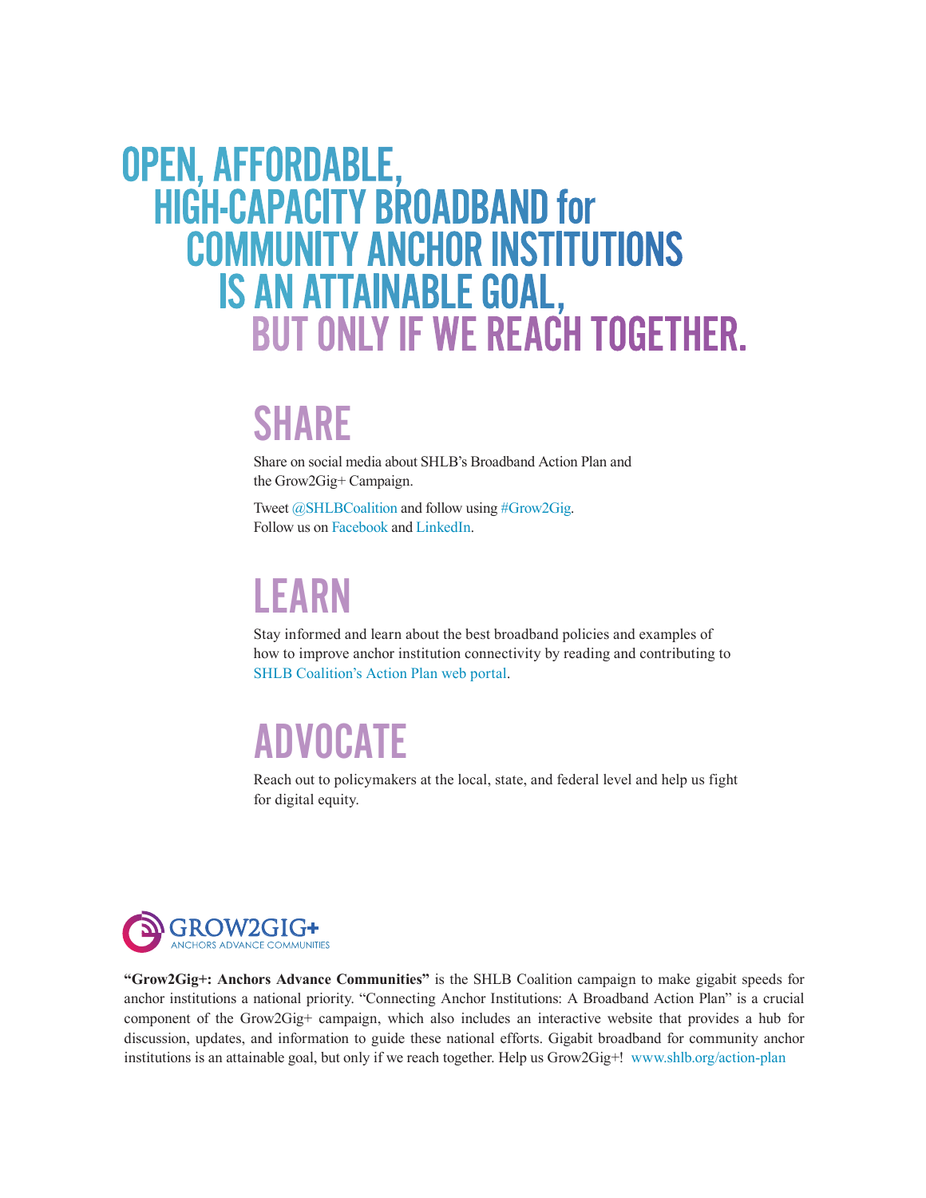# OPEN, AFFORDABLE, HIGH-CAPACITY BROADBAND for COMMUNITY ANCHOR INSTITUTIONS IS AN ATTAINABLE GOAL, BUT ONLY IF WE REACH TOGETHER.

## SHARE

Share on social media about SHLB's Broadband Action Plan and the Grow2Gig+ Campaign.

Tweet @SHLBCoalition and follow using #Grow2Gig.
Follow us on Facebook and LinkedIn.

## LEARN

Stay informed and learn about the best broadband policies and examples of how to improve anchor institution connectivity by reading and contributing to SHLB Coalition's Action Plan web portal.

## ADVOCATE

Reach out to policymakers at the local, state, and federal level and help us fight for digital equity.

GROW2GIG+
ANCHORS ADVANCE COMMUNITIES

**"Grow2Gig+: Anchors Advance Communities"** is the SHLB Coalition campaign to make gigabit speeds for anchor institutions a national priority. "Connecting Anchor Institutions: A Broadband Action Plan" is a crucial component of the Grow2Gig+ campaign, which also includes an interactive website that provides a hub for discussion, updates, and information to guide these national efforts. Gigabit broadband for community anchor institutions is an attainable goal, but only if we reach together. Help us Grow2Gig+! www.shlb.org/action-plan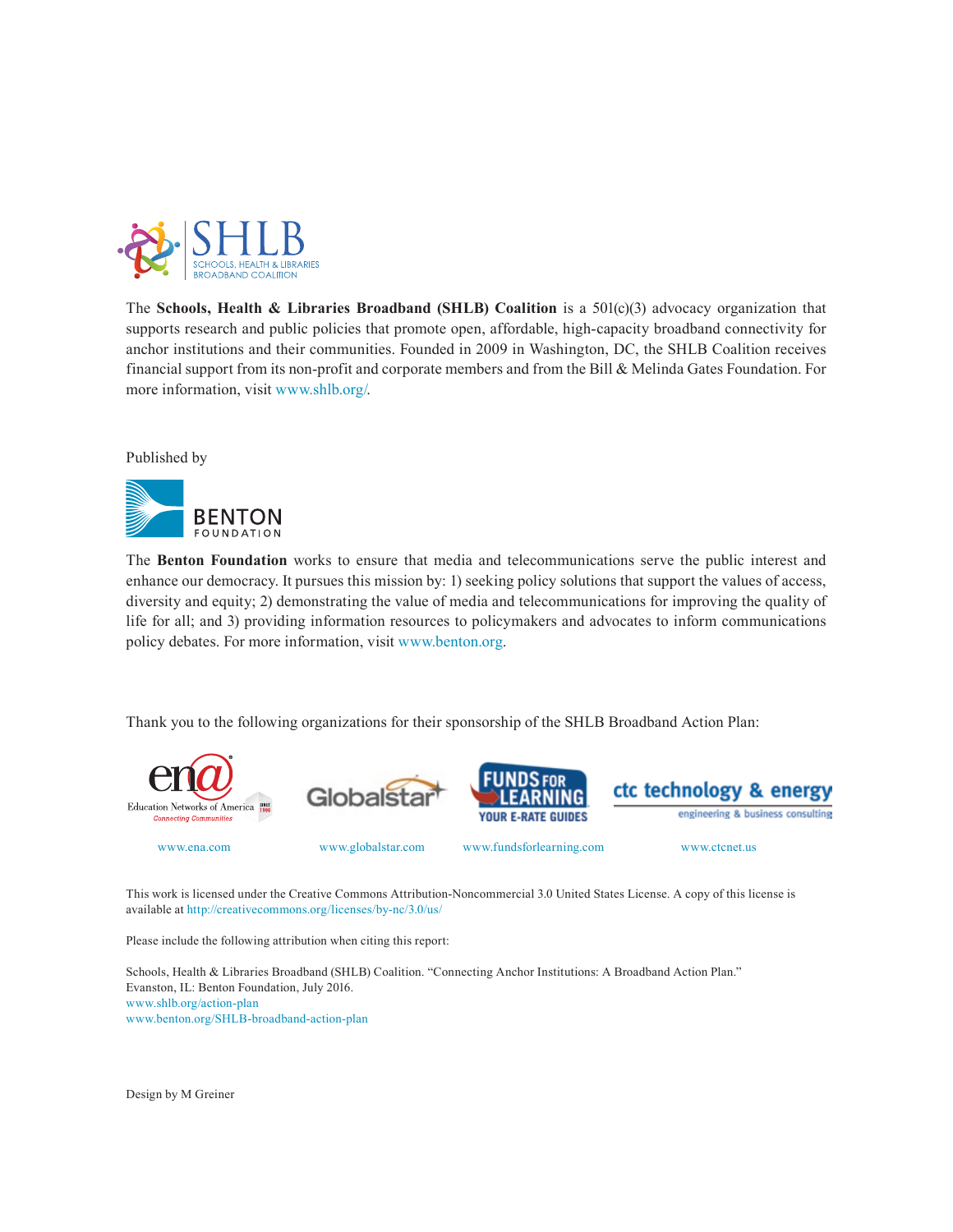SHLB
SCHOOLS, HEALTH & LIBRARIES BROADBAND COALITION

The **Schools, Health & Libraries Broadband (SHLB) Coalition** is a 501(c)(3) advocacy organization that supports research and public policies that promote open, affordable, high-capacity broadband connectivity for anchor institutions and their communities. Founded in 2009 in Washington, DC, the SHLB Coalition receives financial support from its non-profit and corporate members and from the Bill & Melinda Gates Foundation. For more information, visit www.shlb.org/.

Published by

BENTON FOUNDATION

The **Benton Foundation** works to ensure that media and telecommunications serve the public interest and enhance our democracy. It pursues this mission by: 1) seeking policy solutions that support the values of access, diversity and equity; 2) demonstrating the value of media and telecommunications for improving the quality of life for all; and 3) providing information resources to policymakers and advocates to inform communications policy debates. For more information, visit www.benton.org.

Thank you to the following organizations for their sponsorship of the SHLB Broadband Action Plan:

ena – Education Networks of America – Connecting Communities – www.ena.com

Globalstar – www.globalstar.com

Funds For Learning – Your E-Rate Guides – www.fundsforlearning.com

ctc technology & energy – engineering & business consulting – www.ctcnet.us

This work is licensed under the Creative Commons Attribution-Noncommercial 3.0 United States License. A copy of this license is available at http://creativecommons.org/licenses/by-nc/3.0/us/

Please include the following attribution when citing this report:

Schools, Health & Libraries Broadband (SHLB) Coalition. "Connecting Anchor Institutions: A Broadband Action Plan."
Evanston, IL: Benton Foundation, July 2016.
www.shlb.org/action-plan
www.benton.org/SHLB-broadband-action-plan

Design by M Greiner